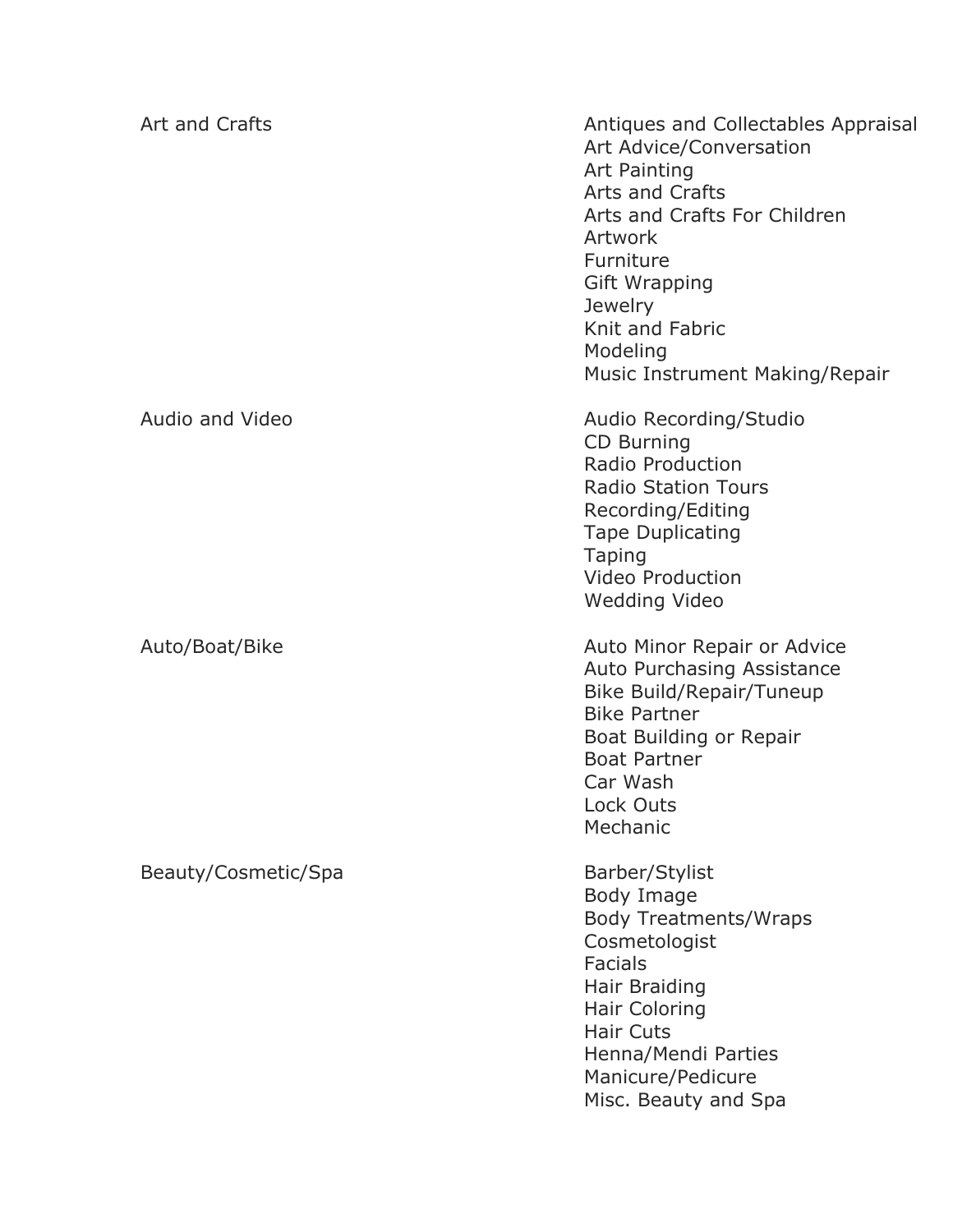| Category | Services |
| --- | --- |
| Art and Crafts | Antiques and Collectables Appraisal<br>Art Advice/Conversation<br>Art Painting<br>Arts and Crafts<br>Arts and Crafts For Children<br>Artwork<br>Furniture<br>Gift Wrapping<br>Jewelry<br>Knit and Fabric<br>Modeling<br>Music Instrument Making/Repair |
| Audio and Video | Audio Recording/Studio<br>CD Burning<br>Radio Production<br>Radio Station Tours<br>Recording/Editing<br>Tape Duplicating<br>Taping<br>Video Production<br>Wedding Video |
| Auto/Boat/Bike | Auto Minor Repair or Advice<br>Auto Purchasing Assistance<br>Bike Build/Repair/Tuneup<br>Bike Partner<br>Boat Building or Repair<br>Boat Partner<br>Car Wash<br>Lock Outs<br>Mechanic |
| Beauty/Cosmetic/Spa | Barber/Stylist<br>Body Image<br>Body Treatments/Wraps<br>Cosmetologist<br>Facials<br>Hair Braiding<br>Hair Coloring<br>Hair Cuts<br>Henna/Mendi Parties<br>Manicure/Pedicure<br>Misc. Beauty and Spa |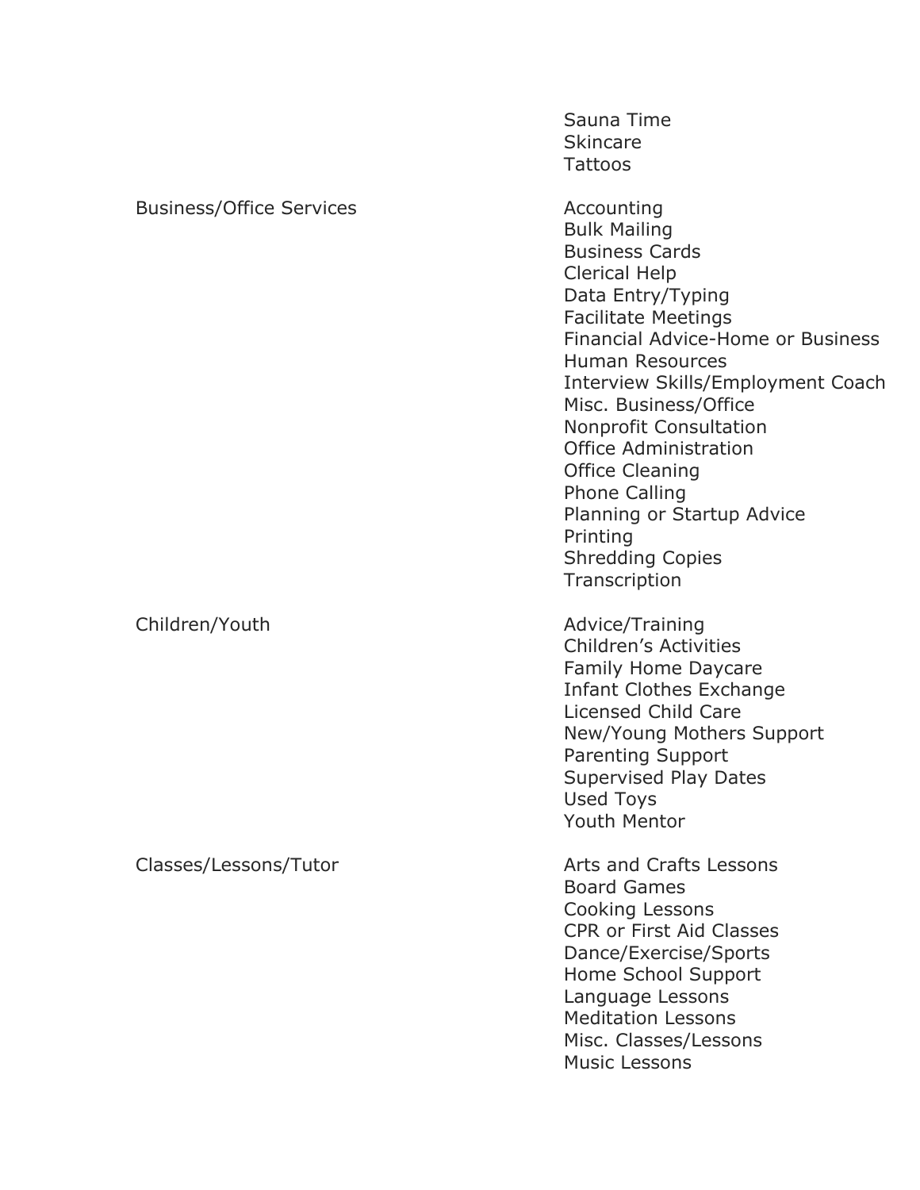| Category | Services |
|---|---|
| | Sauna Time<br>Skincare<br>Tattoos |
| Business/Office Services | Accounting<br>Bulk Mailing<br>Business Cards<br>Clerical Help<br>Data Entry/Typing<br>Facilitate Meetings<br>Financial Advice-Home or Business<br>Human Resources<br>Interview Skills/Employment Coach<br>Misc. Business/Office<br>Nonprofit Consultation<br>Office Administration<br>Office Cleaning<br>Phone Calling<br>Planning or Startup Advice<br>Printing<br>Shredding Copies<br>Transcription |
| Children/Youth | Advice/Training<br>Children's Activities<br>Family Home Daycare<br>Infant Clothes Exchange<br>Licensed Child Care<br>New/Young Mothers Support<br>Parenting Support<br>Supervised Play Dates<br>Used Toys<br>Youth Mentor |
| Classes/Lessons/Tutor | Arts and Crafts Lessons<br>Board Games<br>Cooking Lessons<br>CPR or First Aid Classes<br>Dance/Exercise/Sports<br>Home School Support<br>Language Lessons<br>Meditation Lessons<br>Misc. Classes/Lessons<br>Music Lessons |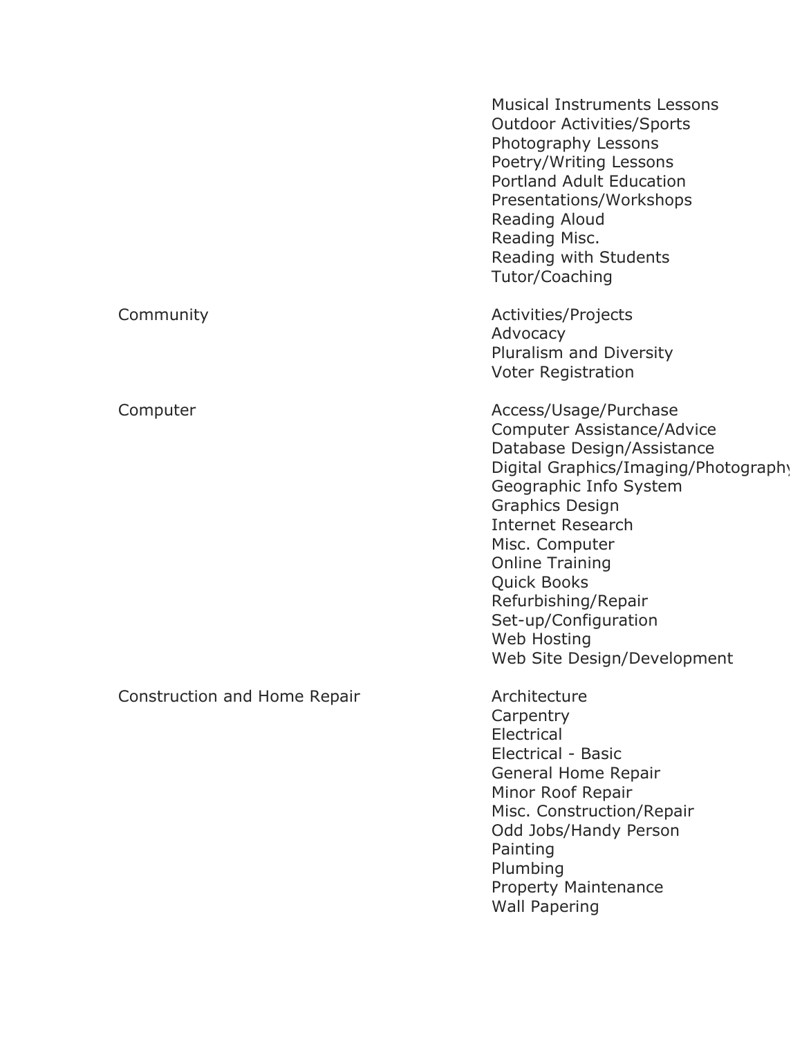| | |
|---|---|
| | Musical Instruments Lessons |
| | Outdoor Activities/Sports |
| | Photography Lessons |
| | Poetry/Writing Lessons |
| | Portland Adult Education |
| | Presentations/Workshops |
| | Reading Aloud |
| | Reading Misc. |
| | Reading with Students |
| | Tutor/Coaching |
| Community | Activities/Projects |
| | Advocacy |
| | Pluralism and Diversity |
| | Voter Registration |
| Computer | Access/Usage/Purchase |
| | Computer Assistance/Advice |
| | Database Design/Assistance |
| | Digital Graphics/Imaging/Photography |
| | Geographic Info System |
| | Graphics Design |
| | Internet Research |
| | Misc. Computer |
| | Online Training |
| | Quick Books |
| | Refurbishing/Repair |
| | Set-up/Configuration |
| | Web Hosting |
| | Web Site Design/Development |
| Construction and Home Repair | Architecture |
| | Carpentry |
| | Electrical |
| | Electrical - Basic |
| | General Home Repair |
| | Minor Roof Repair |
| | Misc. Construction/Repair |
| | Odd Jobs/Handy Person |
| | Painting |
| | Plumbing |
| | Property Maintenance |
| | Wall Papering |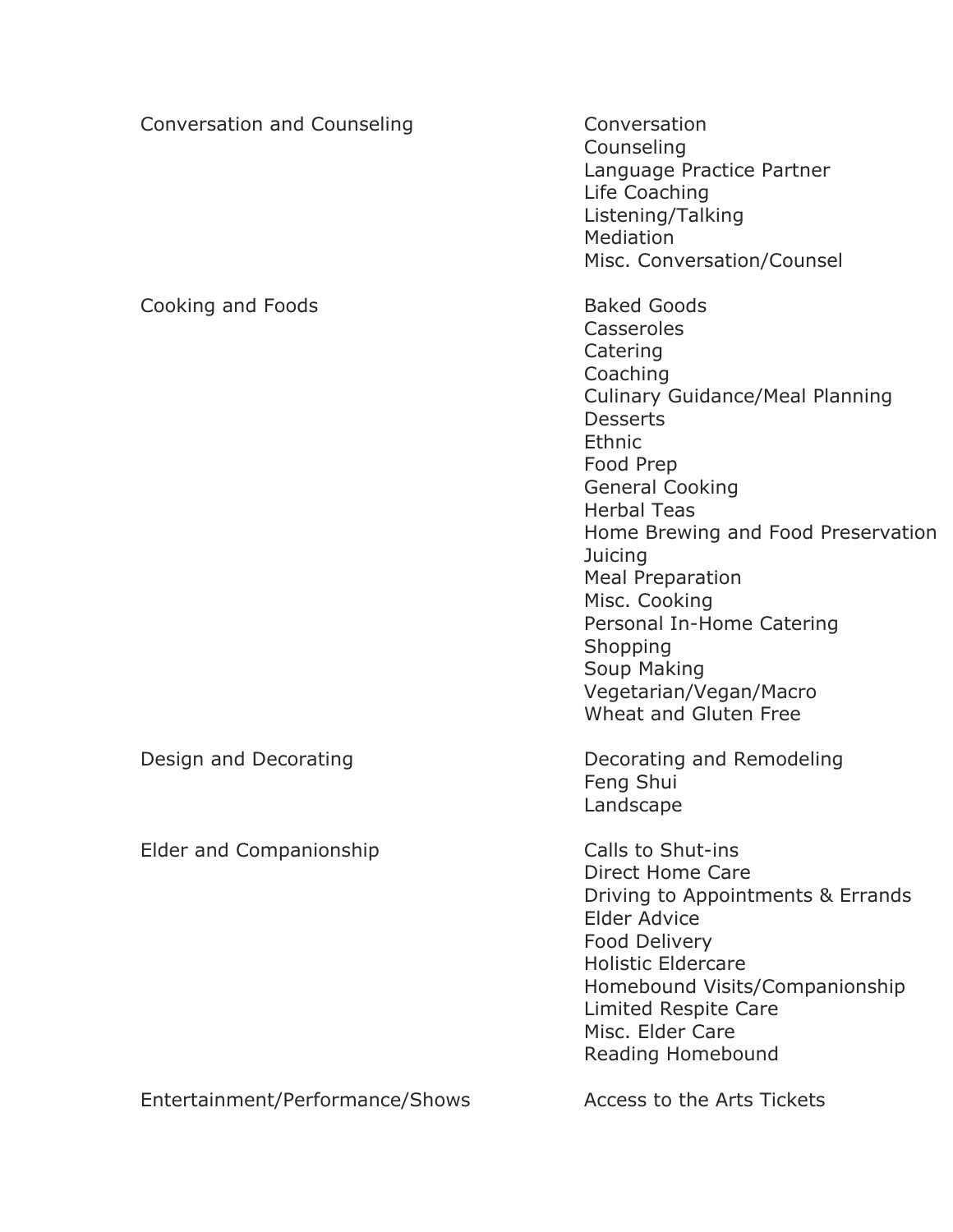| Category | Subcategories |
|---|---|
| Conversation and Counseling | Conversation<br>Counseling<br>Language Practice Partner<br>Life Coaching<br>Listening/Talking<br>Mediation<br>Misc. Conversation/Counsel |
| Cooking and Foods | Baked Goods<br>Casseroles<br>Catering<br>Coaching<br>Culinary Guidance/Meal Planning<br>Desserts<br>Ethnic<br>Food Prep<br>General Cooking<br>Herbal Teas<br>Home Brewing and Food Preservation<br>Juicing<br>Meal Preparation<br>Misc. Cooking<br>Personal In-Home Catering<br>Shopping<br>Soup Making<br>Vegetarian/Vegan/Macro<br>Wheat and Gluten Free |
| Design and Decorating | Decorating and Remodeling<br>Feng Shui<br>Landscape |
| Elder and Companionship | Calls to Shut-ins<br>Direct Home Care<br>Driving to Appointments & Errands<br>Elder Advice<br>Food Delivery<br>Holistic Eldercare<br>Homebound Visits/Companionship<br>Limited Respite Care<br>Misc. Elder Care<br>Reading Homebound |
| Entertainment/Performance/Shows | Access to the Arts Tickets |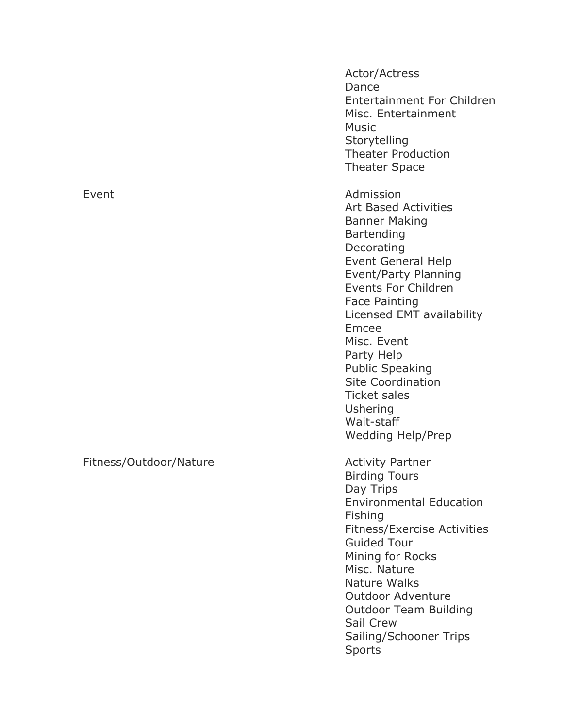| | |
|---|---|
| | Actor/Actress<br>Dance<br>Entertainment For Children<br>Misc. Entertainment<br>Music<br>Storytelling<br>Theater Production<br>Theater Space |
| Event | Admission<br>Art Based Activities<br>Banner Making<br>Bartending<br>Decorating<br>Event General Help<br>Event/Party Planning<br>Events For Children<br>Face Painting<br>Licensed EMT availability<br>Emcee<br>Misc. Event<br>Party Help<br>Public Speaking<br>Site Coordination<br>Ticket sales<br>Ushering<br>Wait-staff<br>Wedding Help/Prep |
| Fitness/Outdoor/Nature | Activity Partner<br>Birding Tours<br>Day Trips<br>Environmental Education<br>Fishing<br>Fitness/Exercise Activities<br>Guided Tour<br>Mining for Rocks<br>Misc. Nature<br>Nature Walks<br>Outdoor Adventure<br>Outdoor Team Building<br>Sail Crew<br>Sailing/Schooner Trips<br>Sports |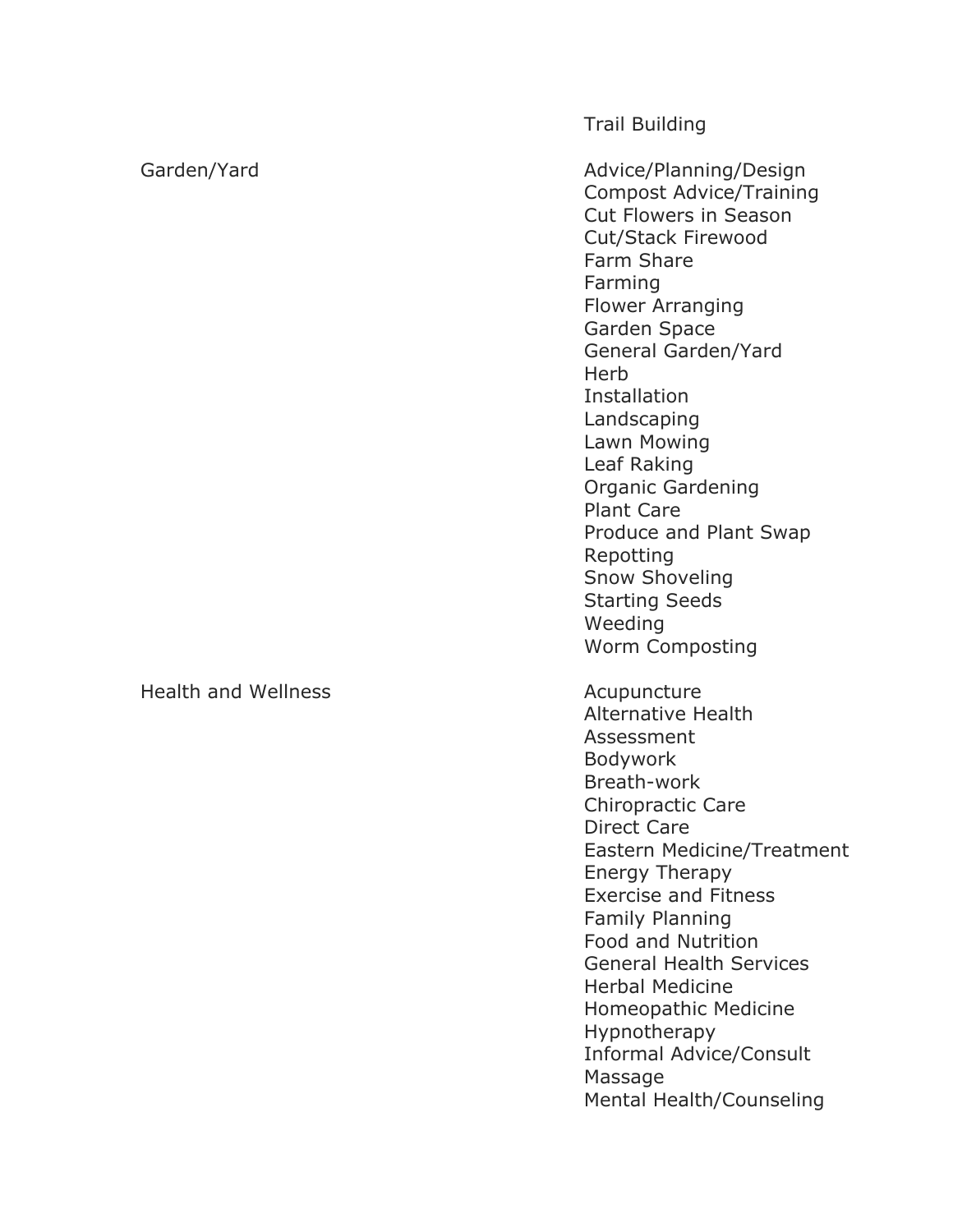| | |
|---|---|
| | Trail Building |
| Garden/Yard | Advice/Planning/Design<br>Compost Advice/Training<br>Cut Flowers in Season<br>Cut/Stack Firewood<br>Farm Share<br>Farming<br>Flower Arranging<br>Garden Space<br>General Garden/Yard<br>Herb<br>Installation<br>Landscaping<br>Lawn Mowing<br>Leaf Raking<br>Organic Gardening<br>Plant Care<br>Produce and Plant Swap<br>Repotting<br>Snow Shoveling<br>Starting Seeds<br>Weeding<br>Worm Composting |
| Health and Wellness | Acupuncture<br>Alternative Health<br>Assessment<br>Bodywork<br>Breath-work<br>Chiropractic Care<br>Direct Care<br>Eastern Medicine/Treatment<br>Energy Therapy<br>Exercise and Fitness<br>Family Planning<br>Food and Nutrition<br>General Health Services<br>Herbal Medicine<br>Homeopathic Medicine<br>Hypnotherapy<br>Informal Advice/Consult<br>Massage<br>Mental Health/Counseling |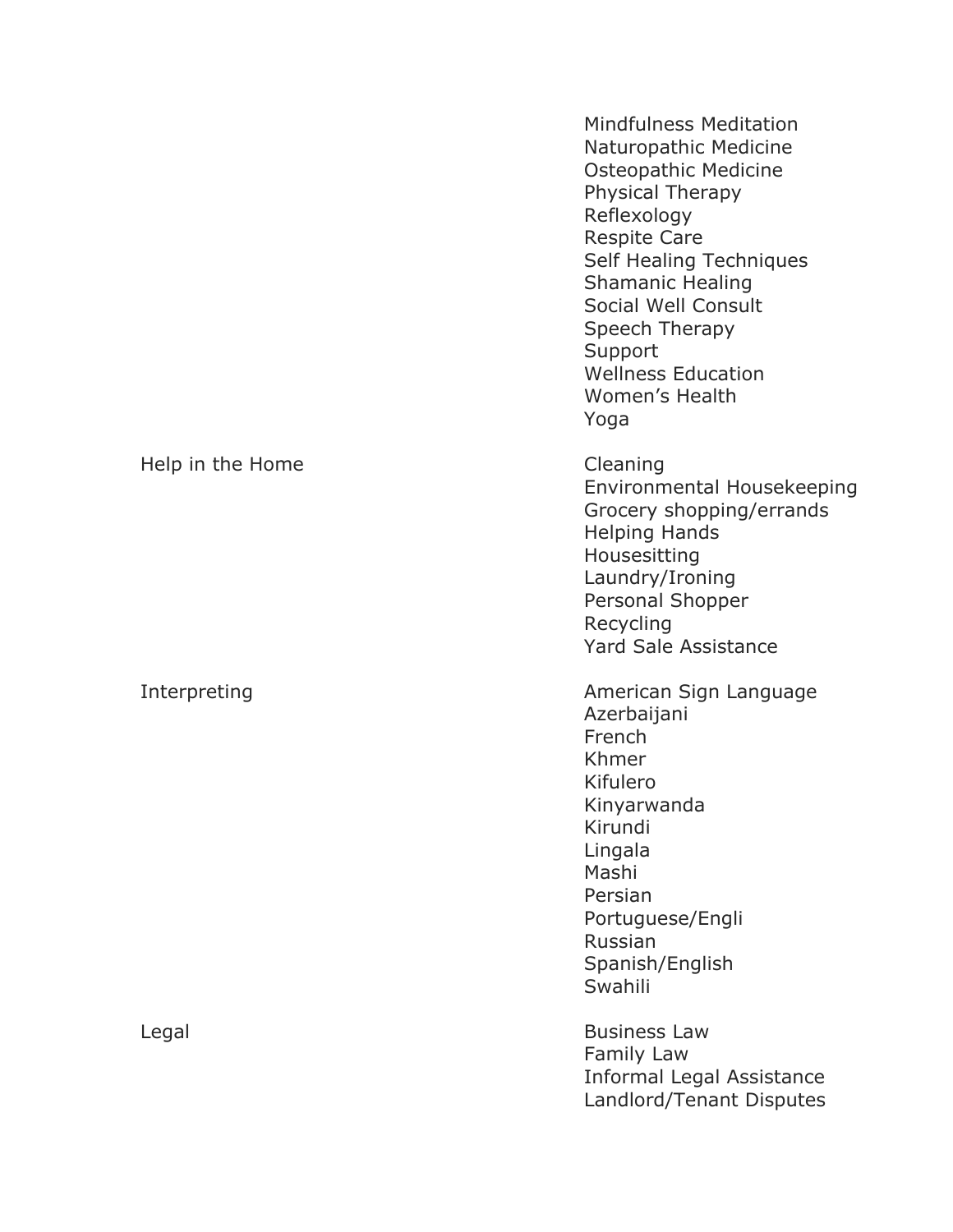| | |
|---|---|
| | Mindfulness Meditation<br>Naturopathic Medicine<br>Osteopathic Medicine<br>Physical Therapy<br>Reflexology<br>Respite Care<br>Self Healing Techniques<br>Shamanic Healing<br>Social Well Consult<br>Speech Therapy<br>Support<br>Wellness Education<br>Women's Health<br>Yoga |
| Help in the Home | Cleaning<br>Environmental Housekeeping<br>Grocery shopping/errands<br>Helping Hands<br>Housesitting<br>Laundry/Ironing<br>Personal Shopper<br>Recycling<br>Yard Sale Assistance |
| Interpreting | American Sign Language<br>Azerbaijani<br>French<br>Khmer<br>Kifulero<br>Kinyarwanda<br>Kirundi<br>Lingala<br>Mashi<br>Persian<br>Portuguese/Engli<br>Russian<br>Spanish/English<br>Swahili |
| Legal | Business Law<br>Family Law<br>Informal Legal Assistance<br>Landlord/Tenant Disputes |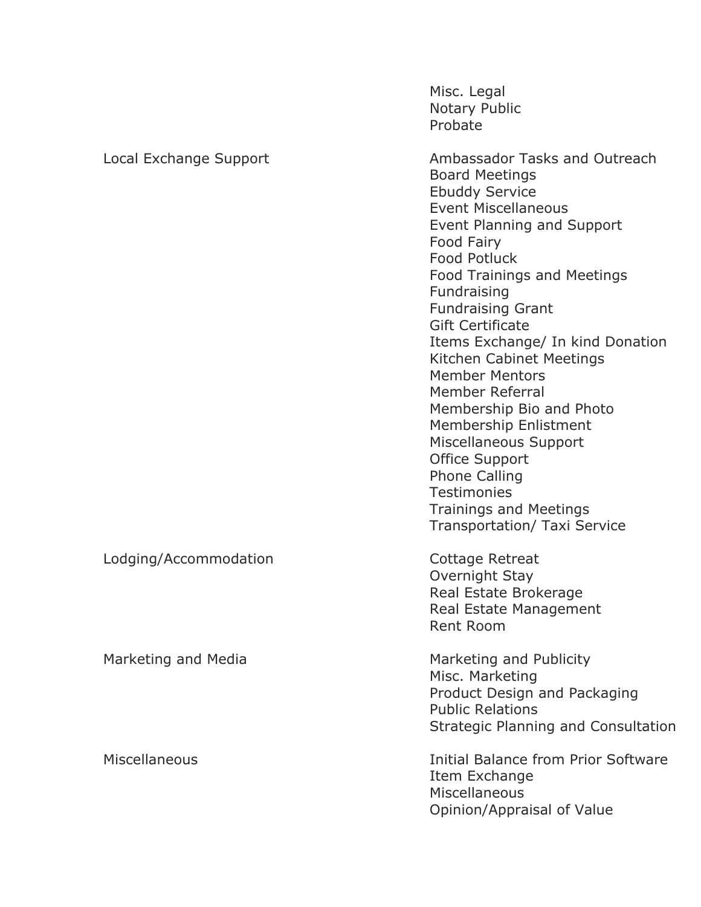| | |
|---|---|
| | Misc. Legal<br>Notary Public<br>Probate |
| Local Exchange Support | Ambassador Tasks and Outreach<br>Board Meetings<br>Ebuddy Service<br>Event Miscellaneous<br>Event Planning and Support<br>Food Fairy<br>Food Potluck<br>Food Trainings and Meetings<br>Fundraising<br>Fundraising Grant<br>Gift Certificate<br>Items Exchange/ In kind Donation<br>Kitchen Cabinet Meetings<br>Member Mentors<br>Member Referral<br>Membership Bio and Photo<br>Membership Enlistment<br>Miscellaneous Support<br>Office Support<br>Phone Calling<br>Testimonies<br>Trainings and Meetings<br>Transportation/ Taxi Service |
| Lodging/Accommodation | Cottage Retreat<br>Overnight Stay<br>Real Estate Brokerage<br>Real Estate Management<br>Rent Room |
| Marketing and Media | Marketing and Publicity<br>Misc. Marketing<br>Product Design and Packaging<br>Public Relations<br>Strategic Planning and Consultation |
| Miscellaneous | Initial Balance from Prior Software<br>Item Exchange<br>Miscellaneous<br>Opinion/Appraisal of Value |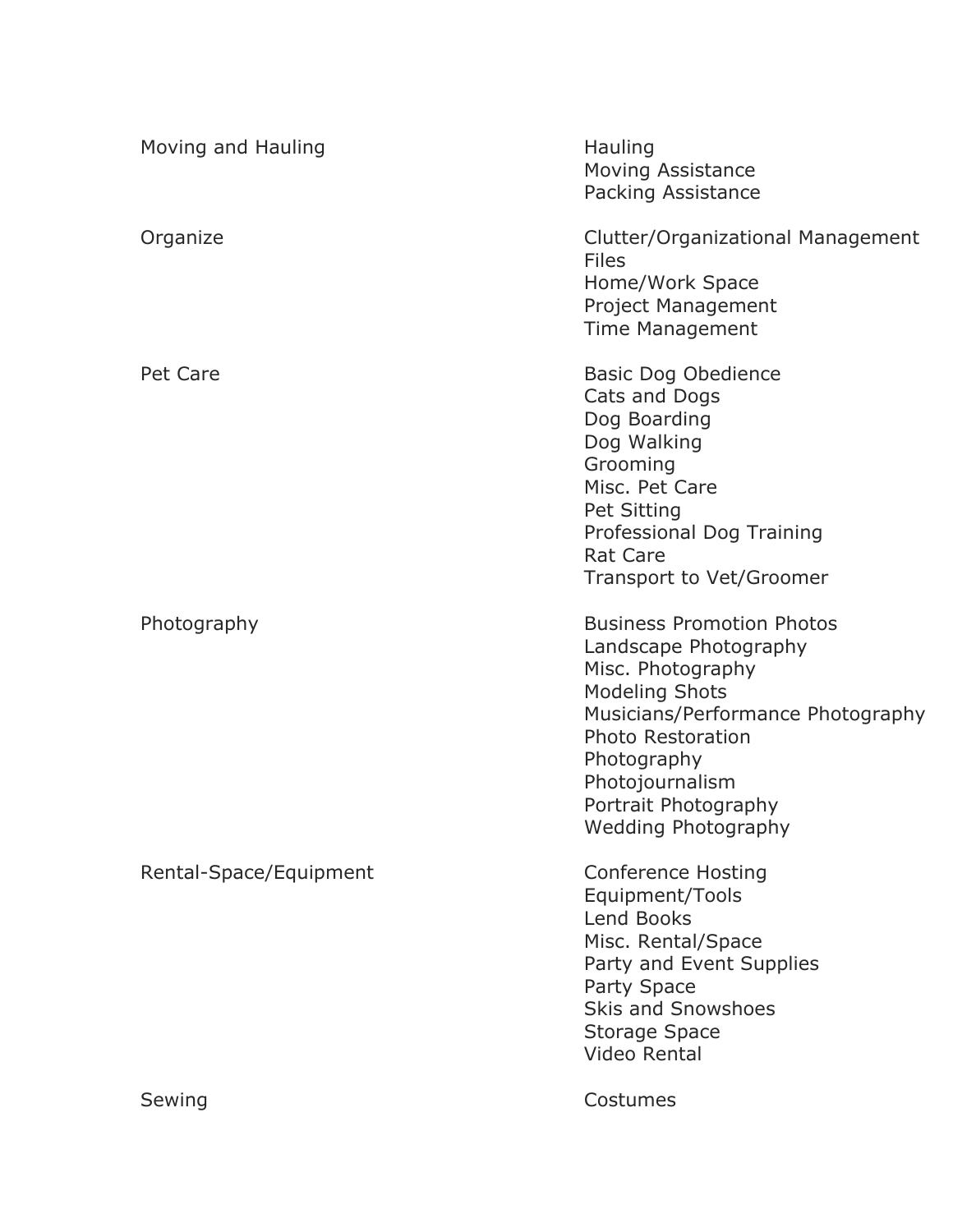| | |
|---|---|
| Moving and Hauling | Hauling<br>Moving Assistance<br>Packing Assistance |
| Organize | Clutter/Organizational Management<br>Files<br>Home/Work Space<br>Project Management<br>Time Management |
| Pet Care | Basic Dog Obedience<br>Cats and Dogs<br>Dog Boarding<br>Dog Walking<br>Grooming<br>Misc. Pet Care<br>Pet Sitting<br>Professional Dog Training<br>Rat Care<br>Transport to Vet/Groomer |
| Photography | Business Promotion Photos<br>Landscape Photography<br>Misc. Photography<br>Modeling Shots<br>Musicians/Performance Photography<br>Photo Restoration<br>Photography<br>Photojournalism<br>Portrait Photography<br>Wedding Photography |
| Rental-Space/Equipment | Conference Hosting<br>Equipment/Tools<br>Lend Books<br>Misc. Rental/Space<br>Party and Event Supplies<br>Party Space<br>Skis and Snowshoes<br>Storage Space<br>Video Rental |
| Sewing | Costumes |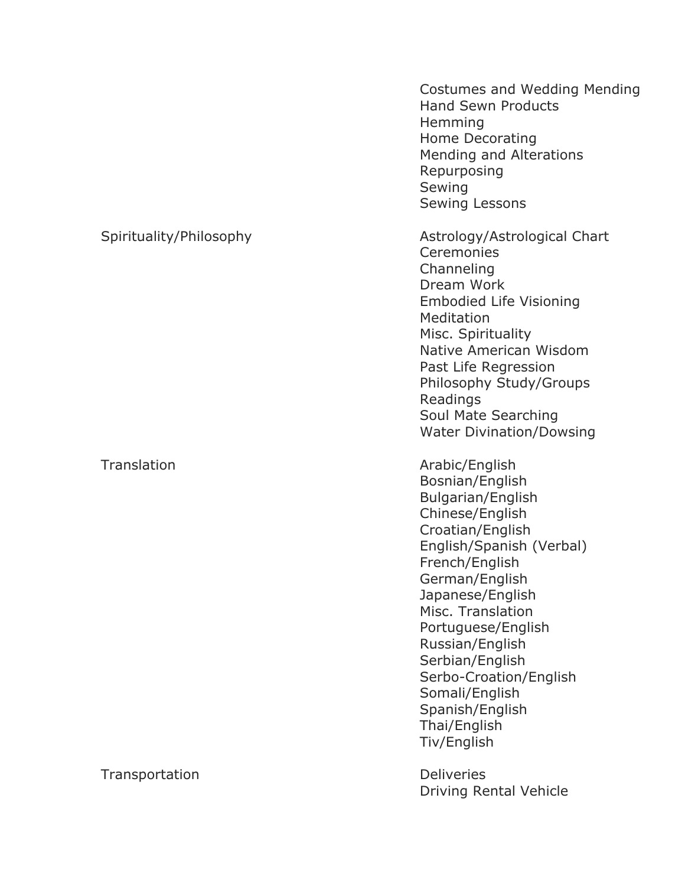| | |
|---|---|
| | Costumes and Wedding Mending<br>Hand Sewn Products<br>Hemming<br>Home Decorating<br>Mending and Alterations<br>Repurposing<br>Sewing<br>Sewing Lessons |
| Spirituality/Philosophy | Astrology/Astrological Chart<br>Ceremonies<br>Channeling<br>Dream Work<br>Embodied Life Visioning<br>Meditation<br>Misc. Spirituality<br>Native American Wisdom<br>Past Life Regression<br>Philosophy Study/Groups<br>Readings<br>Soul Mate Searching<br>Water Divination/Dowsing |
| Translation | Arabic/English<br>Bosnian/English<br>Bulgarian/English<br>Chinese/English<br>Croatian/English<br>English/Spanish (Verbal)<br>French/English<br>German/English<br>Japanese/English<br>Misc. Translation<br>Portuguese/English<br>Russian/English<br>Serbian/English<br>Serbo-Croation/English<br>Somali/English<br>Spanish/English<br>Thai/English<br>Tiv/English |
| Transportation | Deliveries<br>Driving Rental Vehicle |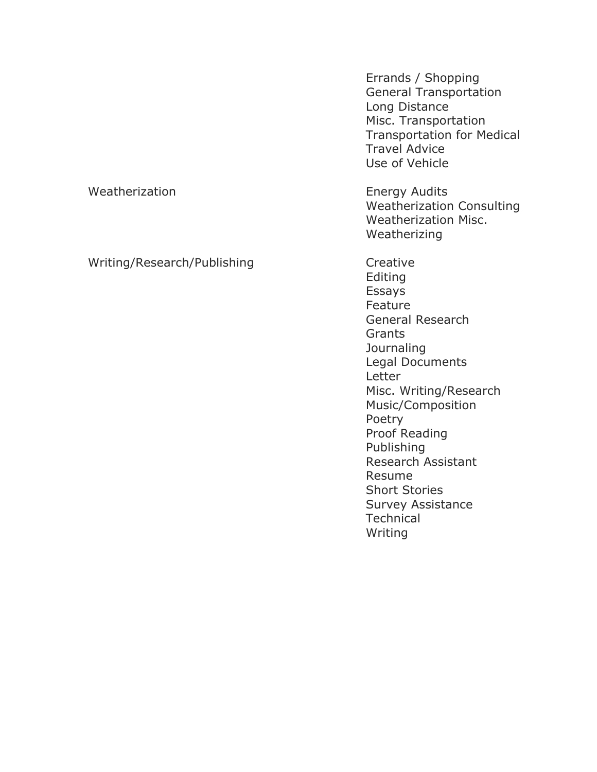| | |
|---|---|
| | Errands / Shopping<br>General Transportation<br>Long Distance<br>Misc. Transportation<br>Transportation for Medical<br>Travel Advice<br>Use of Vehicle |
| Weatherization | Energy Audits<br>Weatherization Consulting<br>Weatherization Misc.<br>Weatherizing |
| Writing/Research/Publishing | Creative<br>Editing<br>Essays<br>Feature<br>General Research<br>Grants<br>Journaling<br>Legal Documents<br>Letter<br>Misc. Writing/Research<br>Music/Composition<br>Poetry<br>Proof Reading<br>Publishing<br>Research Assistant<br>Resume<br>Short Stories<br>Survey Assistance<br>Technical<br>Writing |